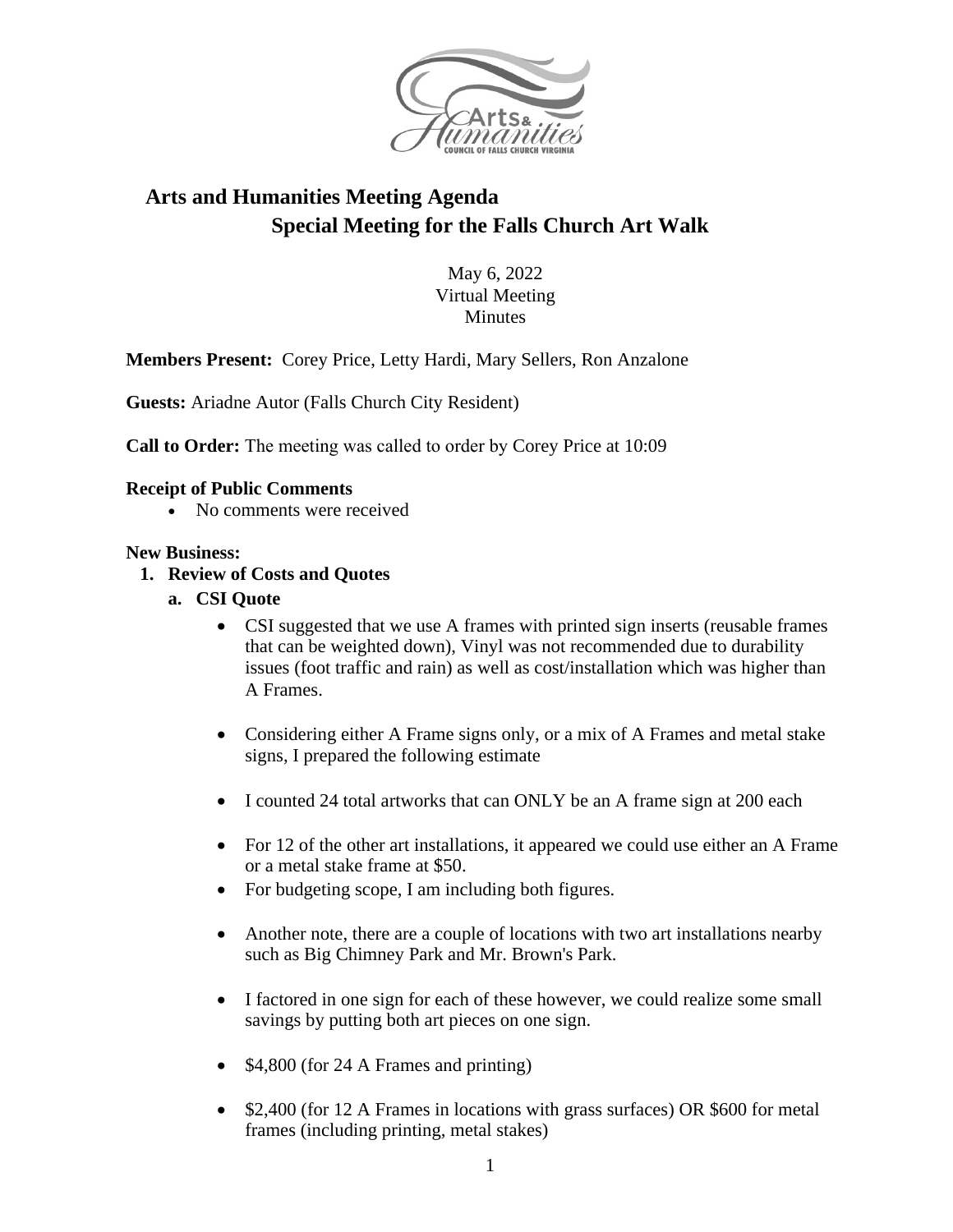# Arts and Humanities Meeting Agenda
## Special Meeting for the Falls Church Art Walk

May 6, 2022
Virtual Meeting
Minutes

**Members Present:** Corey Price, Letty Hardi, Mary Sellers, Ron Anzalone

**Guests:** Ariadne Autor (Falls Church City Resident)

**Call to Order:** The meeting was called to order by Corey Price at 10:09

**Receipt of Public Comments**

- No comments were received

**New Business:**

1. **Review of Costs and Quotes**
   a. **CSI Quote**
      - CSI suggested that we use A frames with printed sign inserts (reusable frames that can be weighted down), Vinyl was not recommended due to durability issues (foot traffic and rain) as well as cost/installation which was higher than A Frames.
      - Considering either A Frame signs only, or a mix of A Frames and metal stake signs, I prepared the following estimate
      - I counted 24 total artworks that can ONLY be an A frame sign at 200 each
      - For 12 of the other art installations, it appeared we could use either an A Frame or a metal stake frame at $50.
      - For budgeting scope, I am including both figures.
      - Another note, there are a couple of locations with two art installations nearby such as Big Chimney Park and Mr. Brown's Park.
      - I factored in one sign for each of these however, we could realize some small savings by putting both art pieces on one sign.
      - $4,800 (for 24 A Frames and printing)
      - $2,400 (for 12 A Frames in locations with grass surfaces) OR $600 for metal frames (including printing, metal stakes)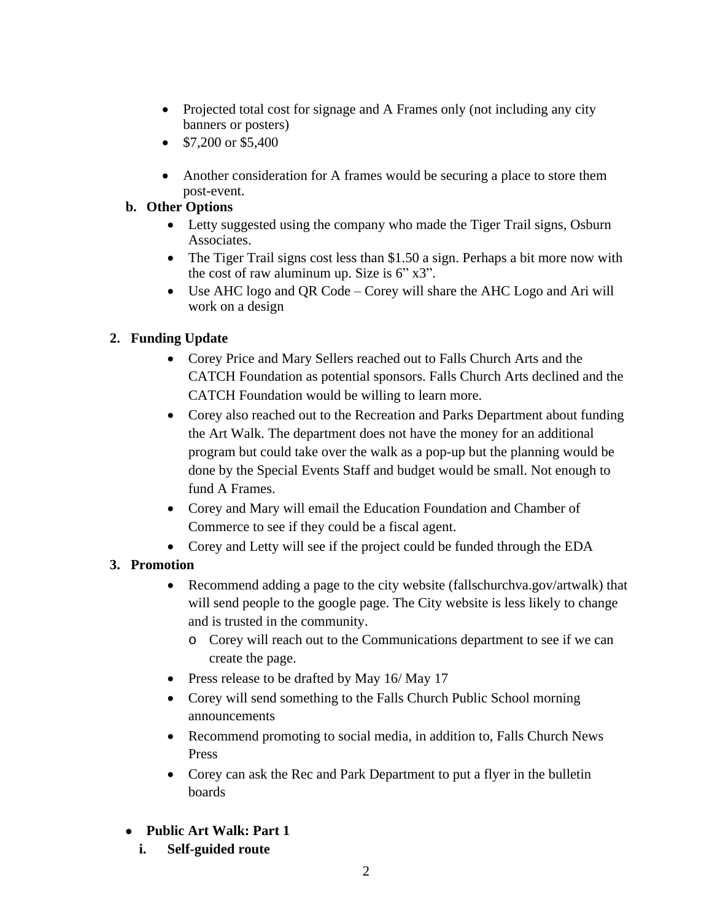- Projected total cost for signage and A Frames only (not including any city banners or posters)
- $7,200 or $5,400
- Another consideration for A frames would be securing a place to store them post-event.

**b. Other Options**

- Letty suggested using the company who made the Tiger Trail signs, Osburn Associates.
- The Tiger Trail signs cost less than $1.50 a sign. Perhaps a bit more now with the cost of raw aluminum up. Size is 6" x3".
- Use AHC logo and QR Code – Corey will share the AHC Logo and Ari will work on a design

**2. Funding Update**

- Corey Price and Mary Sellers reached out to Falls Church Arts and the CATCH Foundation as potential sponsors. Falls Church Arts declined and the CATCH Foundation would be willing to learn more.
- Corey also reached out to the Recreation and Parks Department about funding the Art Walk. The department does not have the money for an additional program but could take over the walk as a pop-up but the planning would be done by the Special Events Staff and budget would be small. Not enough to fund A Frames.
- Corey and Mary will email the Education Foundation and Chamber of Commerce to see if they could be a fiscal agent.
- Corey and Letty will see if the project could be funded through the EDA

**3. Promotion**

- Recommend adding a page to the city website (fallschurchva.gov/artwalk) that will send people to the google page. The City website is less likely to change and is trusted in the community.
  - Corey will reach out to the Communications department to see if we can create the page.
- Press release to be drafted by May 16/ May 17
- Corey will send something to the Falls Church Public School morning announcements
- Recommend promoting to social media, in addition to, Falls Church News Press
- Corey can ask the Rec and Park Department to put a flyer in the bulletin boards

- **Public Art Walk: Part 1**

**i. Self-guided route**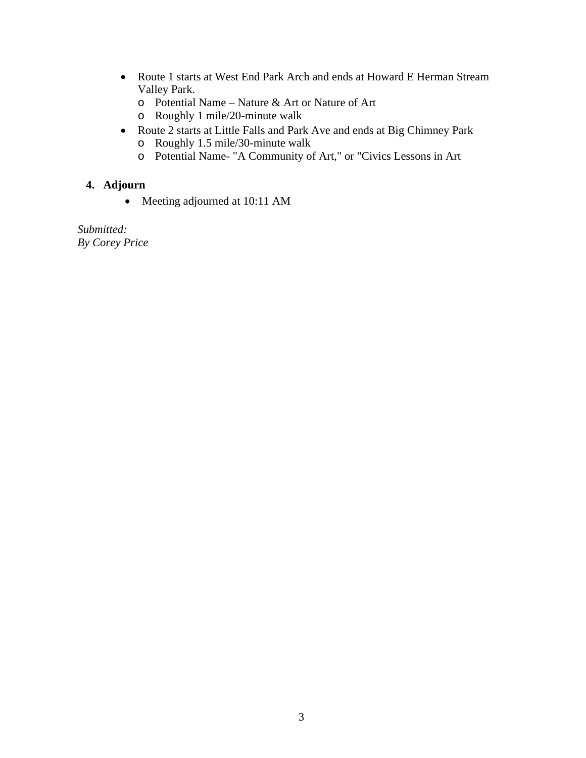- Route 1 starts at West End Park Arch and ends at Howard E Herman Stream Valley Park.
    - Potential Name – Nature & Art or Nature of Art
    - Roughly 1 mile/20-minute walk
- Route 2 starts at Little Falls and Park Ave and ends at Big Chimney Park
    - Roughly 1.5 mile/30-minute walk
    - Potential Name- "A Community of Art," or "Civics Lessons in Art

**4. Adjourn**

- Meeting adjourned at 10:11 AM

*Submitted:*
*By Corey Price*